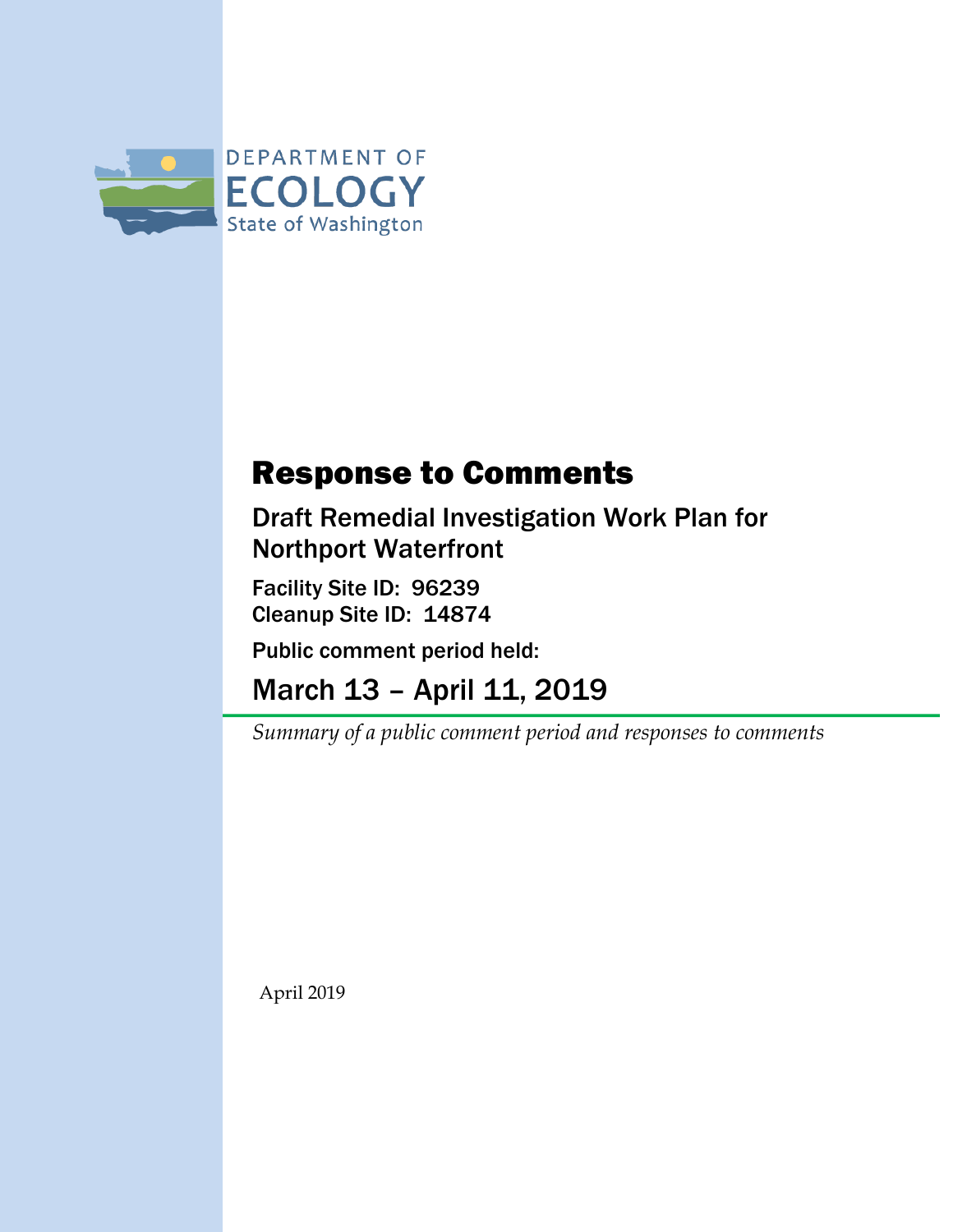DEPARTMENT OF
ECOLOGY
State of Washington

# Response to Comments

## Draft Remedial Investigation Work Plan for Northport Waterfront

**Facility Site ID: 96239**
**Cleanup Site ID: 14874**

**Public comment period held:**

## March 13 – April 11, 2019

*Summary of a public comment period and responses to comments*

April 2019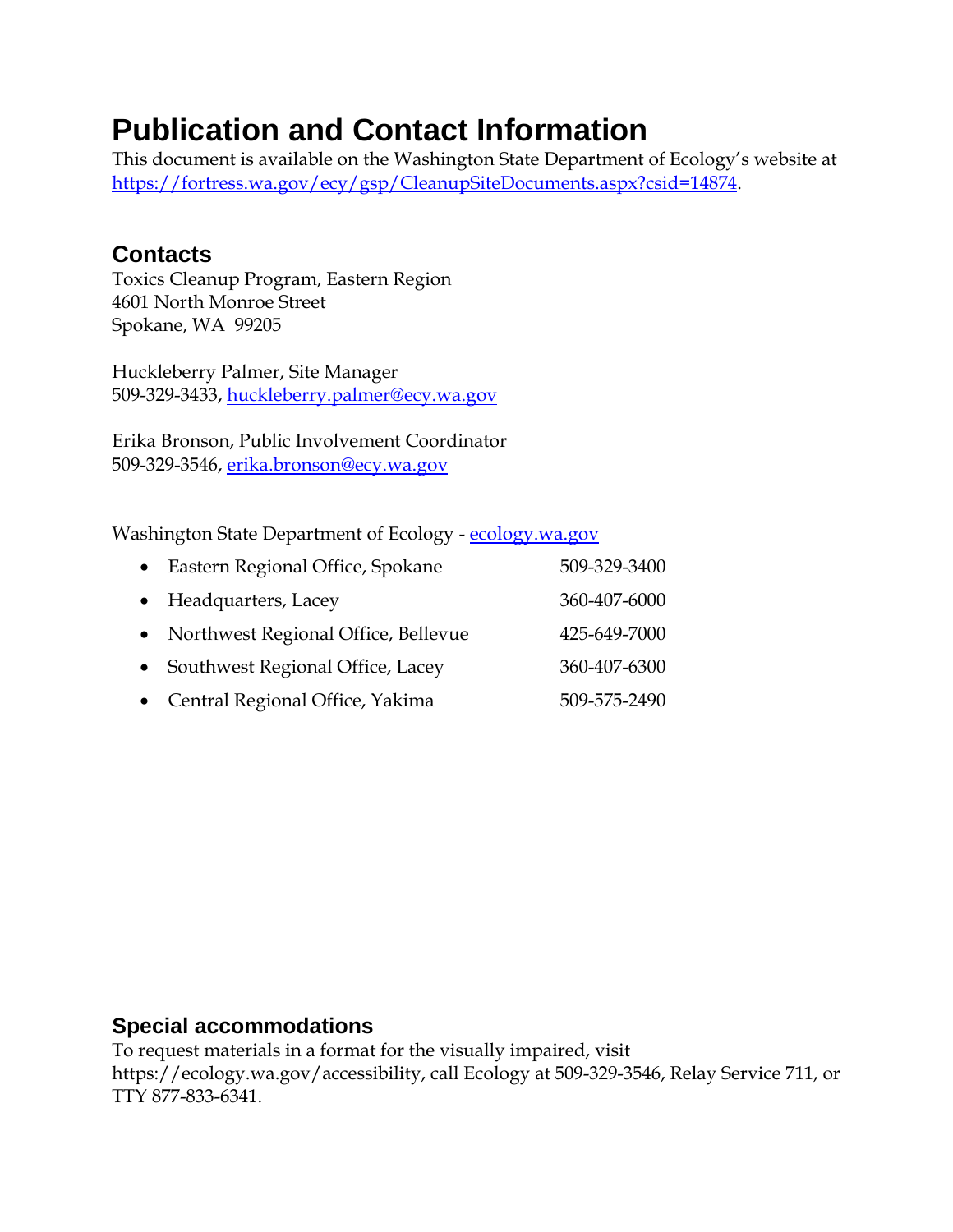# Publication and Contact Information

This document is available on the Washington State Department of Ecology's website at [https://fortress.wa.gov/ecy/gsp/CleanupSiteDocuments.aspx?csid=14874](https://fortress.wa.gov/ecy/gsp/CleanupSiteDocuments.aspx?csid=14874).

## Contacts

Toxics Cleanup Program, Eastern Region
4601 North Monroe Street
Spokane, WA 99205

Huckleberry Palmer, Site Manager
509-329-3433, [huckleberry.palmer@ecy.wa.gov](mailto:huckleberry.palmer@ecy.wa.gov)

Erika Bronson, Public Involvement Coordinator
509-329-3546, [erika.bronson@ecy.wa.gov](mailto:erika.bronson@ecy.wa.gov)

Washington State Department of Ecology - [ecology.wa.gov](https://ecology.wa.gov)

- Eastern Regional Office, Spokane 509-329-3400
- Headquarters, Lacey 360-407-6000
- Northwest Regional Office, Bellevue 425-649-7000
- Southwest Regional Office, Lacey 360-407-6300
- Central Regional Office, Yakima 509-575-2490

## Special accommodations

To request materials in a format for the visually impaired, visit https://ecology.wa.gov/accessibility, call Ecology at 509-329-3546, Relay Service 711, or TTY 877-833-6341.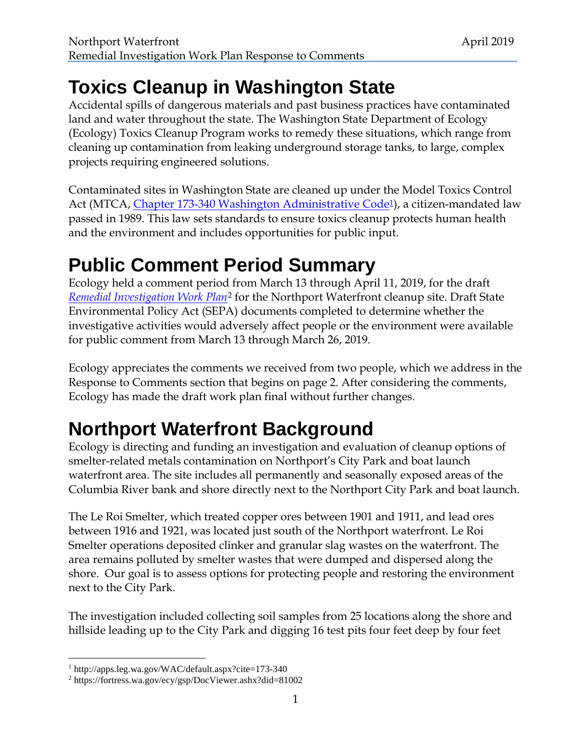# Toxics Cleanup in Washington State

Accidental spills of dangerous materials and past business practices have contaminated land and water throughout the state. The Washington State Department of Ecology (Ecology) Toxics Cleanup Program works to remedy these situations, which range from cleaning up contamination from leaking underground storage tanks, to large, complex projects requiring engineered solutions.

Contaminated sites in Washington State are cleaned up under the Model Toxics Control Act (MTCA, [Chapter 173-340 Washington Administrative Code](http://apps.leg.wa.gov/WAC/default.aspx?cite=173-340)[1]), a citizen-mandated law passed in 1989. This law sets standards to ensure toxics cleanup protects human health and the environment and includes opportunities for public input.

# Public Comment Period Summary

Ecology held a comment period from March 13 through April 11, 2019, for the draft [*Remedial Investigation Work Plan*](https://fortress.wa.gov/ecy/gsp/DocViewer.ashx?did=81002)[2] for the Northport Waterfront cleanup site. Draft State Environmental Policy Act (SEPA) documents completed to determine whether the investigative activities would adversely affect people or the environment were available for public comment from March 13 through March 26, 2019.

Ecology appreciates the comments we received from two people, which we address in the Response to Comments section that begins on page 2. After considering the comments, Ecology has made the draft work plan final without further changes.

# Northport Waterfront Background

Ecology is directing and funding an investigation and evaluation of cleanup options of smelter-related metals contamination on Northport's City Park and boat launch waterfront area. The site includes all permanently and seasonally exposed areas of the Columbia River bank and shore directly next to the Northport City Park and boat launch.

The Le Roi Smelter, which treated copper ores between 1901 and 1911, and lead ores between 1916 and 1921, was located just south of the Northport waterfront. Le Roi Smelter operations deposited clinker and granular slag wastes on the waterfront. The area remains polluted by smelter wastes that were dumped and dispersed along the shore. Our goal is to assess options for protecting people and restoring the environment next to the City Park.

The investigation included collecting soil samples from 25 locations along the shore and hillside leading up to the City Park and digging 16 test pits four feet deep by four feet

---

[1] http://apps.leg.wa.gov/WAC/default.aspx?cite=173-340

[2] https://fortress.wa.gov/ecy/gsp/DocViewer.ashx?did=81002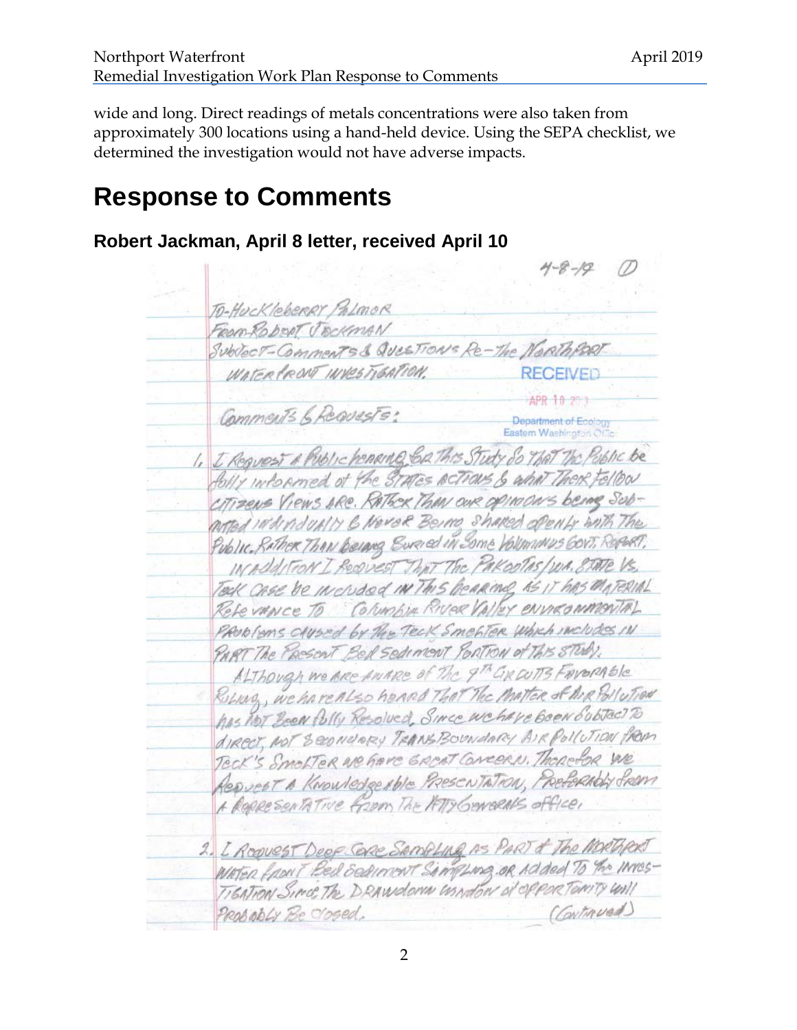wide and long. Direct readings of metals concentrations were also taken from approximately 300 locations using a hand-held device. Using the SEPA checklist, we determined the investigation would not have adverse impacts.

# Response to Comments

## Robert Jackman, April 8 letter, received April 10

4-8-19 (1)

To-Huckleberry Palmer
From-Robert Jackman
Subject-Comments & Questions Re-The Northport Waterfront Investigation.

RECEIVED
APR 10 2019
Department of Ecology
Eastern Washington Office

Comments & Requests:

1. I Request a Public hearing for This Study So That The Public be fully informed of the States actions & what Their fellow citizens Views are. Rather Than our opinions being Submitted individually & Never Being shared openly with The Public. Rather Than being Buried in Some Voluminous Govt. Report.

In addition I Request That The Pakootas/Wa. State Vs. Teck Case be included in This hearing As it has material Relevance To Columbia River Valley environmental Problems caused by The Teck Smelter which includes in part The Present Bed Sediment Portion of This Study.

Although we are aware of The 9th Circuits Favorable Ruling, we have also heard That The Matter of Air Pollution has Not Been fully Resolved. Since we have been Subject To direct, not Secondary Transboundary Air Pollution from Teck's Smelter we have Great Concern. Therefor We Request A Knowledgeable Presentation, Preferably from A Representative from The Atty Generals office.

2. I Request Deep Core Sampling As Part of The Northport Water front Bed Sediment Sampling or Added To The Investigation Since The Drawdown window of opportunity will Probably Be closed. (Continued)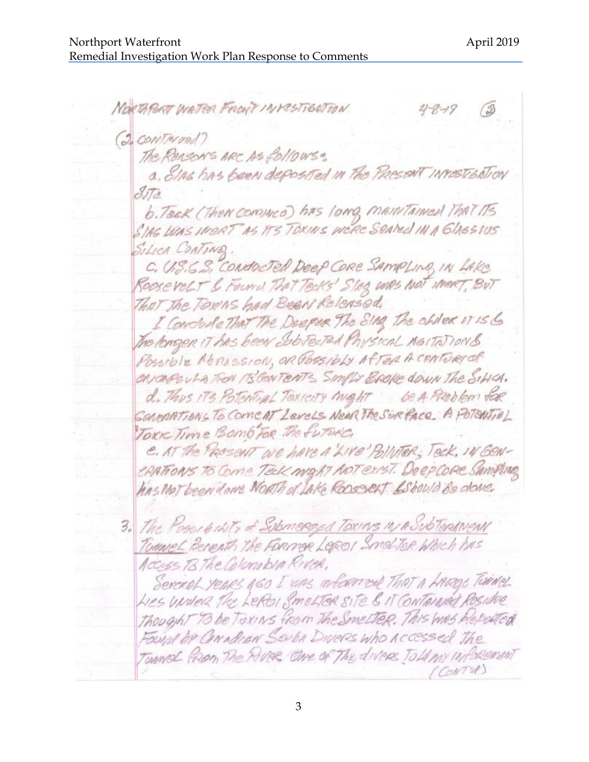NORTHPORT WATER FRONT INVESTIGATION 4-8-19 (3)

(2. CONTINUED)

The Reasons are as follows:

a. Slag has been deposited in the Present Investigation Site

b. Teck (then Cominco) has long maintained that its Slag was inert as its Toxins were Sealed in a Glassious Silica Coating.

c. U.S.G.S. Conducted Deep Core Sampling in Lake Roosevelt & Found that Tecks' Slag was not inert, but that the Toxins had Been Released.

I Conclude that the Deeper the Slag the older it is & the longer it has been Subjected Physical Agitation & Possible Abrassion, or Possibly after a century of encapsulation its contents Simply Broke down the Silica.

d. Thus its Potential Toxicity might be a Problem for Generations to Come at Levels near the Surface. A Potential "Toxic Time Bomb" for the future.

e. At the Present we have a 'Live' Polluter, Teck. In Generations to Come Teck might not exist. Deep Core Sampling has not been done North of Lake Roosevelt & Should be done.

3. The Possibility of Submerged Toxins in a Subterranean Tunnel Beneath the Former LeRoi Smelter Which has Access to the Columbia River.

Several years ago I was informed that a Large Tunnel Lies Under the LeRoi Smelter Site & it Contained Residue thought to be Toxins from the Smelter. This was Reported Found by Canadian Scuba Divers who accessed the Tunnel from the River. One of the divers told my informant (CONT'D)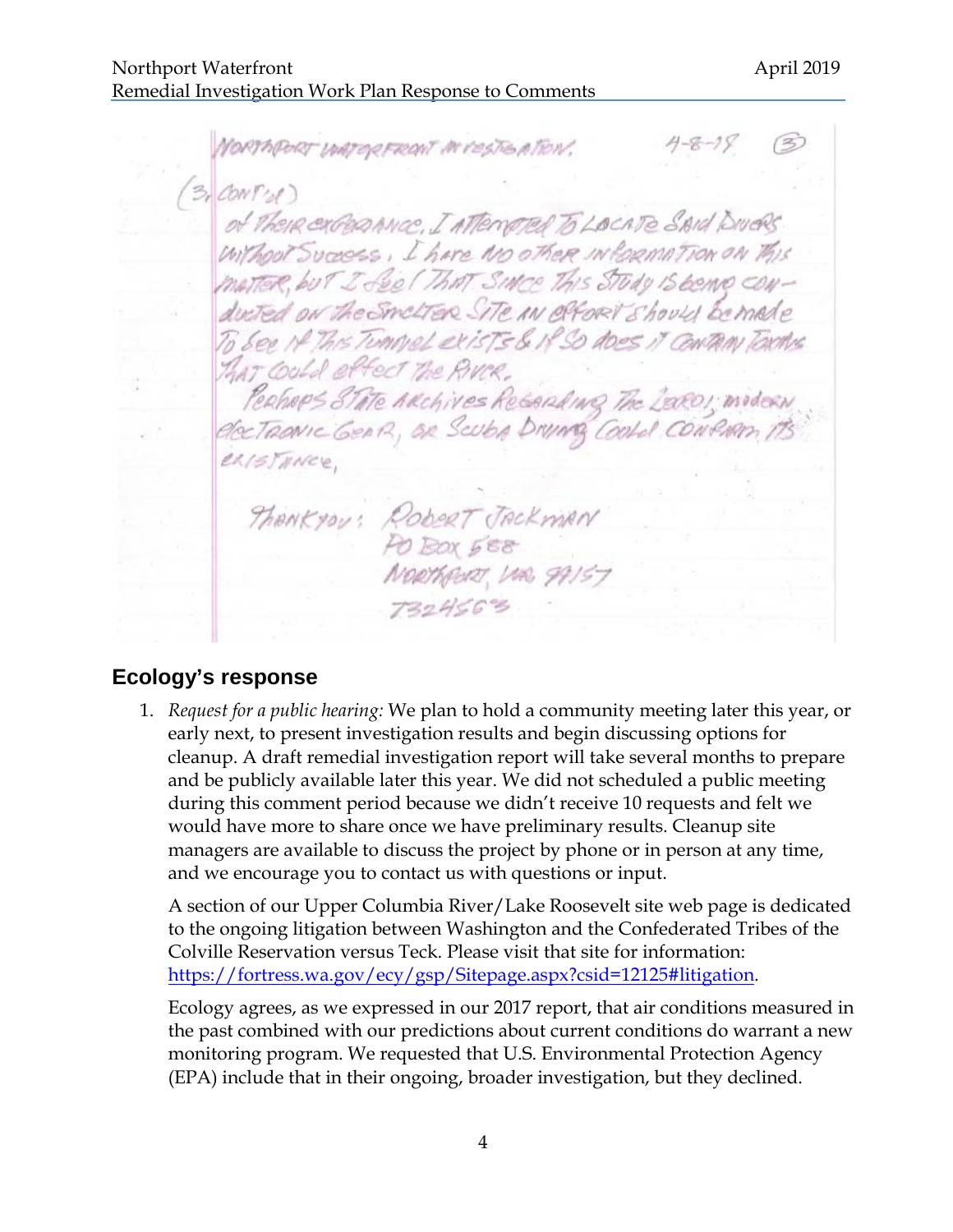NORTHPORT WATERFRONT INVESTIGATION. 4-8-19 (3)

(3, CONT'd)

of THEIR EXISTANCE, I ATTEMPTED TO LOCATE SAID DIVERS WITHOUT SUCCESS. I have NO OTHER INFORMATION ON THIS MATTER, but I feel THAT SINCE THIS STUDY IS being CONDUCTED ON THE SMELTER SITE AN EFFORT should be made TO SEE IF THIS TUNNEL EXISTS & IF SO DOES IT CONTAIN TOXINS THAT COULD effect THE RIVER.

Perhaps STATE ARCHIVES REGARDING THE LEROI; modern ELECTRONIC GEAR, OR SCUBA DIVING COULD CONFIRM ITS EXISTANCE.

THANK YOU: ROBERT JACKMAN
PO BOX 588
NORTHPORT, WA. 99157
7324563

## Ecology's response

1. *Request for a public hearing:* We plan to hold a community meeting later this year, or early next, to present investigation results and begin discussing options for cleanup. A draft remedial investigation report will take several months to prepare and be publicly available later this year. We did not scheduled a public meeting during this comment period because we didn't receive 10 requests and felt we would have more to share once we have preliminary results. Cleanup site managers are available to discuss the project by phone or in person at any time, and we encourage you to contact us with questions or input.

   A section of our Upper Columbia River/Lake Roosevelt site web page is dedicated to the ongoing litigation between Washington and the Confederated Tribes of the Colville Reservation versus Teck. Please visit that site for information: https://fortress.wa.gov/ecy/gsp/Sitepage.aspx?csid=12125#litigation.

   Ecology agrees, as we expressed in our 2017 report, that air conditions measured in the past combined with our predictions about current conditions do warrant a new monitoring program. We requested that U.S. Environmental Protection Agency (EPA) include that in their ongoing, broader investigation, but they declined.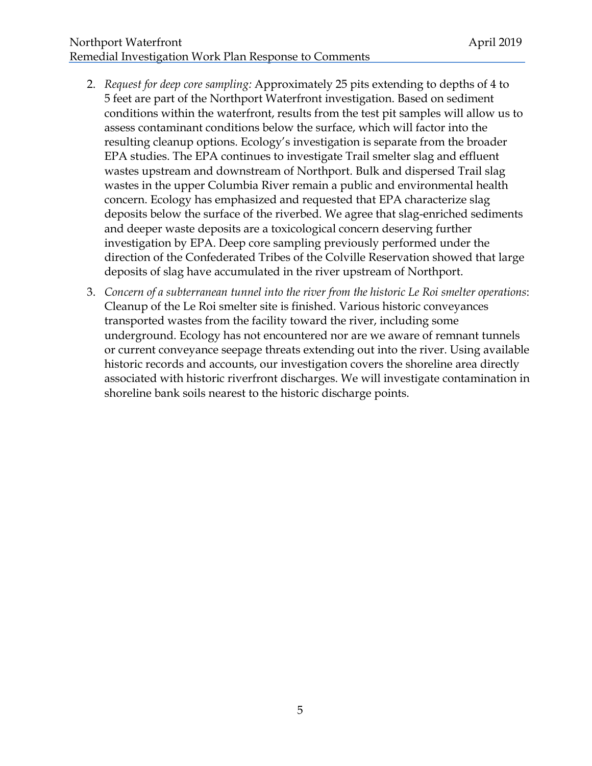2. *Request for deep core sampling:* Approximately 25 pits extending to depths of 4 to 5 feet are part of the Northport Waterfront investigation. Based on sediment conditions within the waterfront, results from the test pit samples will allow us to assess contaminant conditions below the surface, which will factor into the resulting cleanup options. Ecology's investigation is separate from the broader EPA studies. The EPA continues to investigate Trail smelter slag and effluent wastes upstream and downstream of Northport. Bulk and dispersed Trail slag wastes in the upper Columbia River remain a public and environmental health concern. Ecology has emphasized and requested that EPA characterize slag deposits below the surface of the riverbed. We agree that slag-enriched sediments and deeper waste deposits are a toxicological concern deserving further investigation by EPA. Deep core sampling previously performed under the direction of the Confederated Tribes of the Colville Reservation showed that large deposits of slag have accumulated in the river upstream of Northport.

3. *Concern of a subterranean tunnel into the river from the historic Le Roi smelter operations*: Cleanup of the Le Roi smelter site is finished. Various historic conveyances transported wastes from the facility toward the river, including some underground. Ecology has not encountered nor are we aware of remnant tunnels or current conveyance seepage threats extending out into the river. Using available historic records and accounts, our investigation covers the shoreline area directly associated with historic riverfront discharges. We will investigate contamination in shoreline bank soils nearest to the historic discharge points.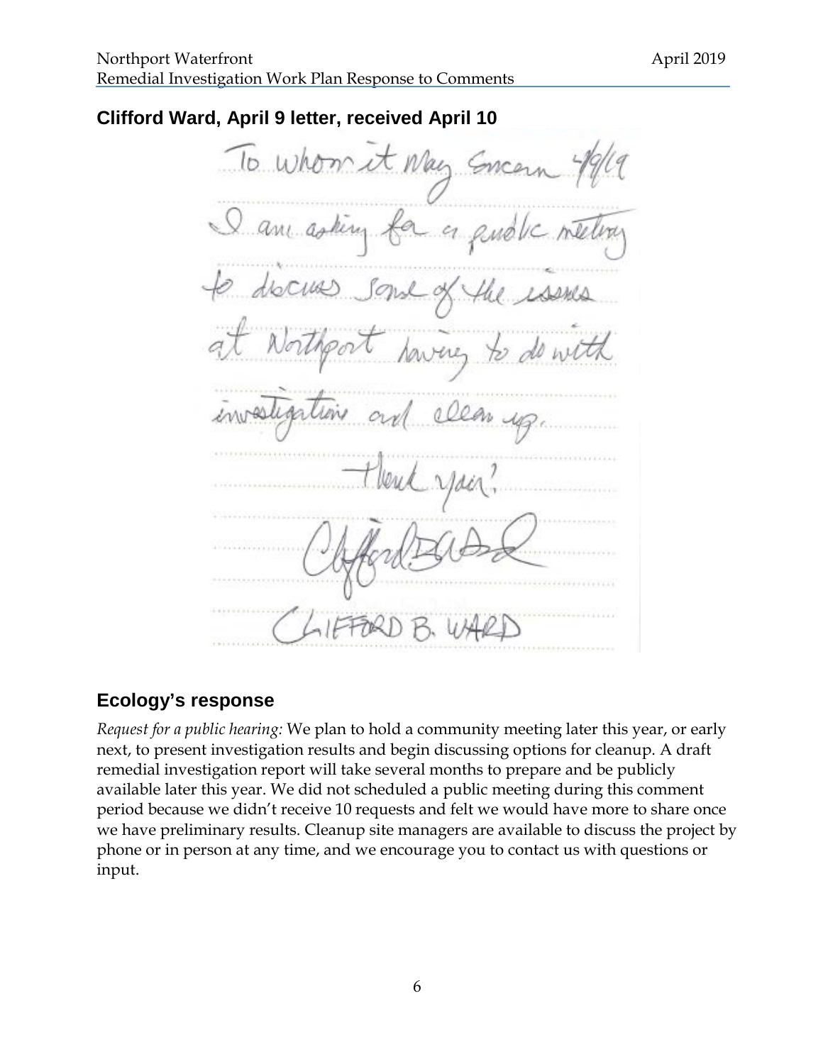## Clifford Ward, April 9 letter, received April 10

To whom it May concern 4/9/19

I am asking for a public meeting to discuss some of the issues at Northport having to do with investigation and clean up.

Thank you!

Clifford B Ward

CLIFFORD B. WARD

## Ecology's response

*Request for a public hearing:* We plan to hold a community meeting later this year, or early next, to present investigation results and begin discussing options for cleanup. A draft remedial investigation report will take several months to prepare and be publicly available later this year. We did not scheduled a public meeting during this comment period because we didn't receive 10 requests and felt we would have more to share once we have preliminary results. Cleanup site managers are available to discuss the project by phone or in person at any time, and we encourage you to contact us with questions or input.